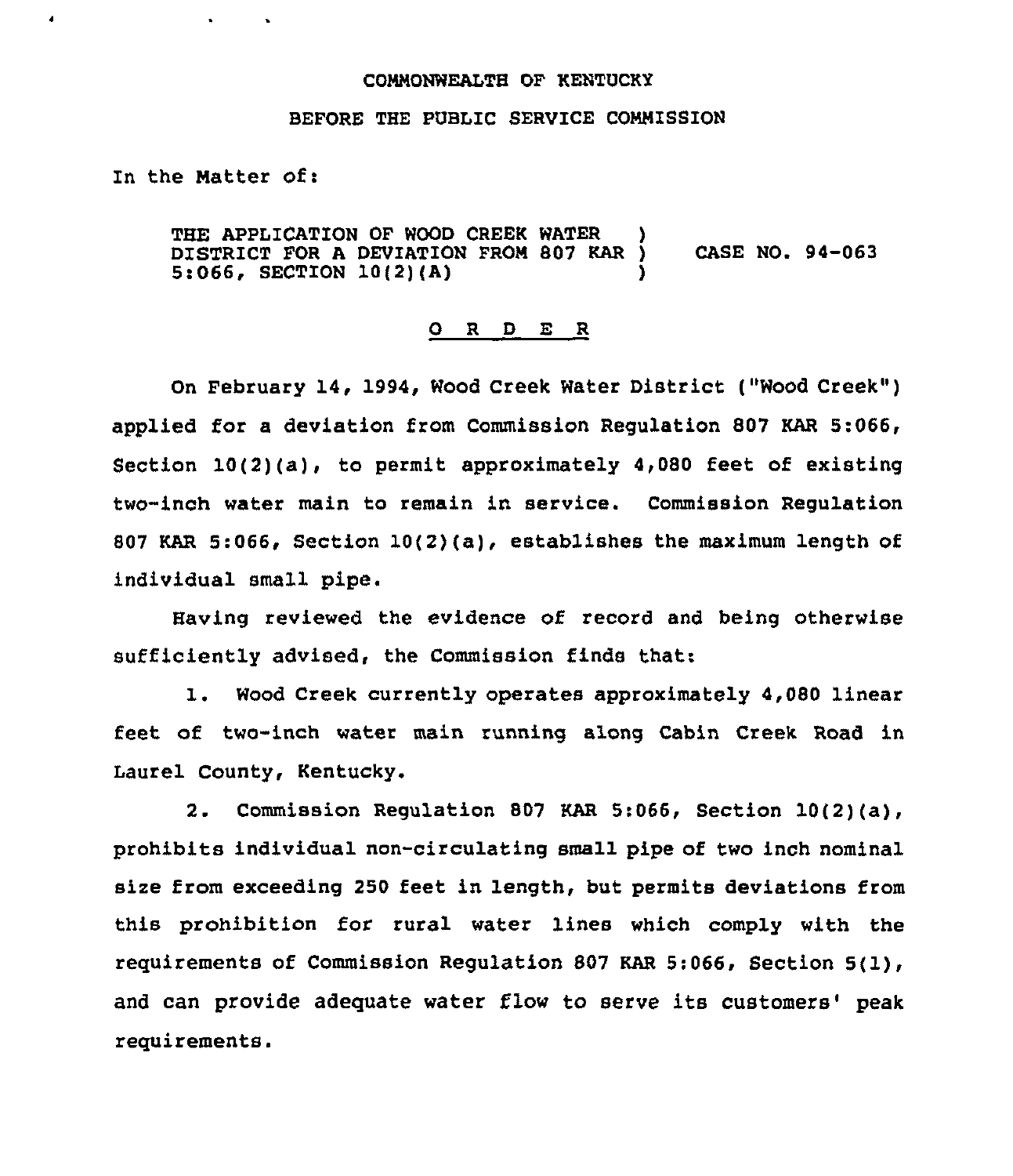COMMONWEALTH OF KENTUCKY

BEFORE THE PUBLIC SERVICE COMMISSION

In the Matter of:

THE APPLICATION OF WOOD CREEK WATER DISTRICT FOR A DEVIATION FROM 807 KAR 5:066, SECTION 10(2)(A) ) CASE NO. 94-063

## O R D E R

On February 14, 1994, Wood Creek Water District ("Wood Creek") applied for a deviation from Commission Regulation 807 KAR 5:066, Section 10(2)(a), to permit approximately 4,080 feet of existing two-inch water main to remain in service. Commission Regulation 807 KAR 5:066, Section 10(2)(a), establishes the maximum length of individual small pipe.

Having reviewed the evidence of record and being otherwise sufficiently advised, the Commission finds that:

1. Wood Creek currently operates approximately 4,080 linear feet of two-inch water main running along Cabin Creek Road in Laurel County, Kentucky.

2. Commission Regulation 807 KAR 5:066, Section 10(2)(a), prohibits individual non-circulating small pipe of two inch nominal size from exceeding 250 feet in length, but permits deviations from this prohibition for rural water lines which comply with the requirements of Commission Regulation 807 KAR 5:066, Section 5(1), and can provide adequate water flow to serve its customers' peak requirements.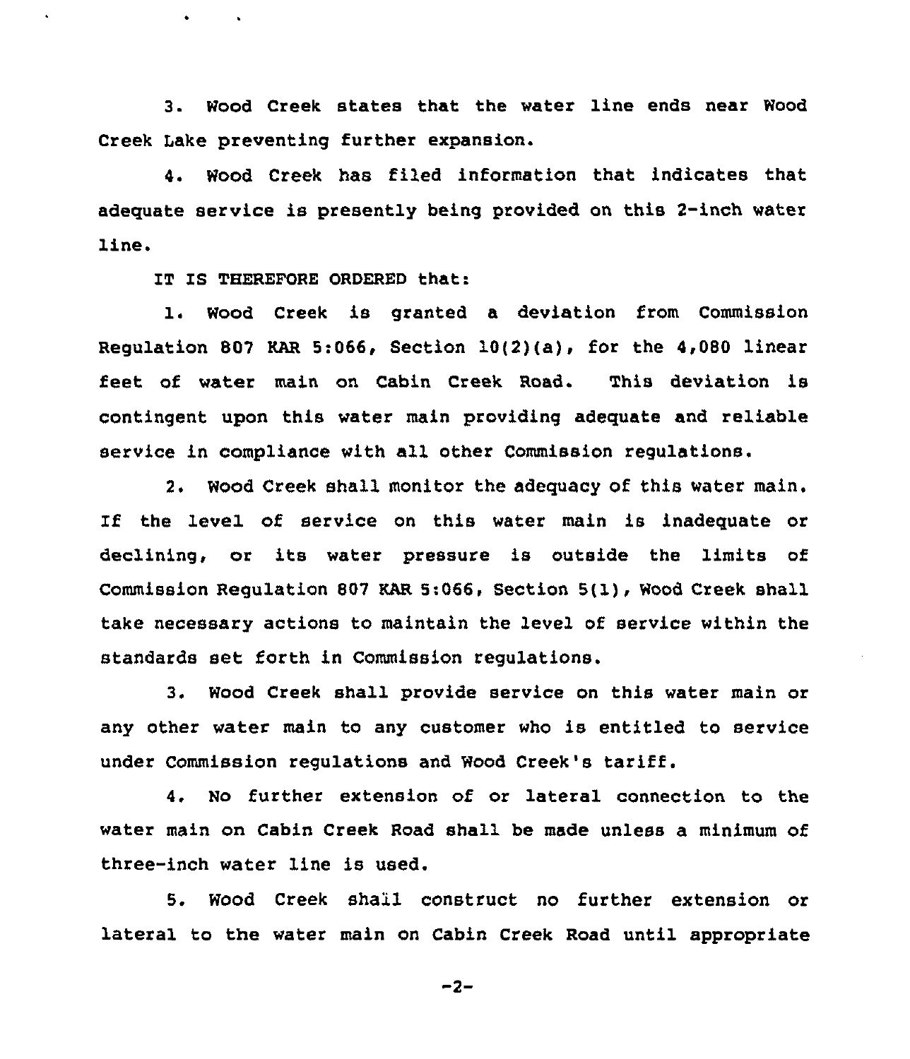3. Wood Creek states that the water line ends near Wood Creek Lake preventing further expansion.

4. Wood Creek has filed information that indicates that adequate service is presently being provided on this 2-inch water line.

IT IS THEREFORE ORDERED that:

1. Wood Creek is granted a deviation from Commission Regulation 807 KAR 5:066, Section 10(2)(a), for the 4,080 linear feet of water main on Cabin Creek Road. This deviation is contingent upon this water main providing adequate and reliable service in compliance with all other Commission regulations.

2. Wood Creek shall monitor the adequacy of this water main. If the level of service on this water main is inadequate or declining, or its water pressure is outside the limits of Commission Regulation 807 KAR 5:066, Section 5(1), Wood Creek shall take necessary actions to maintain the level of service within the standards set forth in Commission regulations.

3. Wood Creek shall provide service on this water main or any other water main to any customer who is entitled to service under Commission regulations and Wood Creek's tariff.

4. No further extension of or lateral connection to the water main on Cabin Creek Road shall be made unless a minimum of three-inch water line is used.

5. Wood Creek shall construct no further extension or lateral to the water main on Cabin Creek Road until appropriate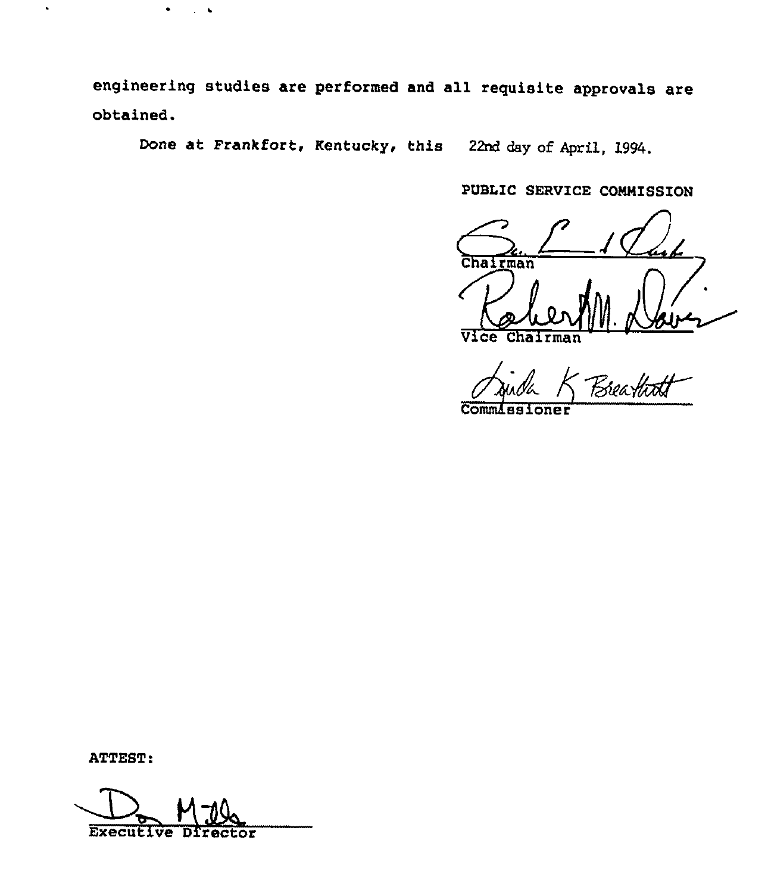engineering studies are performed and all requisite approvals are obtained.

Done at Frankfort, Kentucky, this 22nd day of April, 1994.

PUBLIC SERVICE COMMISSION

Chairman

Vice Chairman

Commissioner

ATTEST:

Executive Director